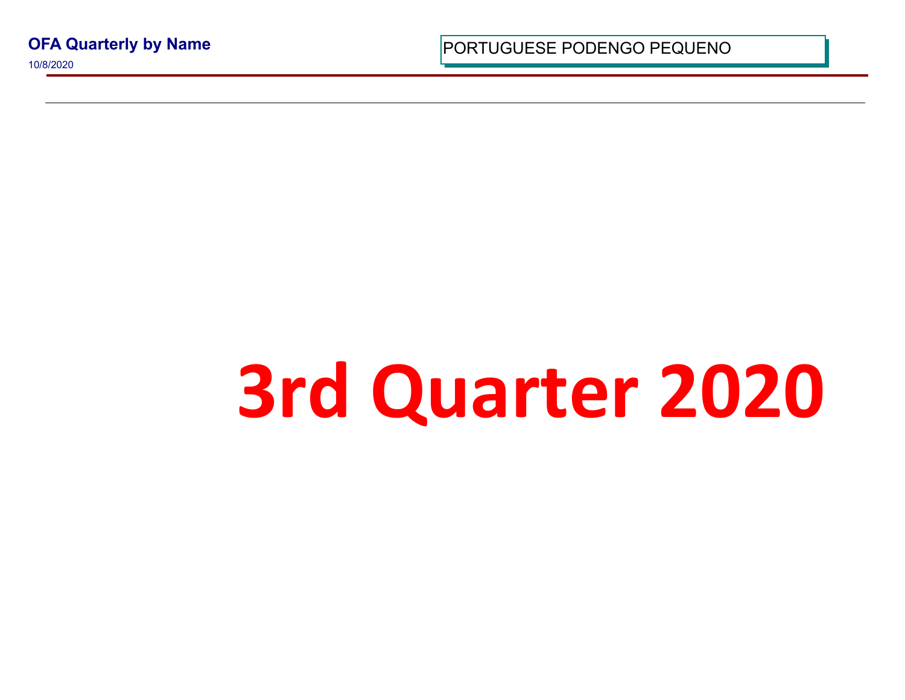**OFA Quarterly by Name**

10/8/2020

PORTUGUESE PODENGO PEQUENO

# 3rd Quarter 2020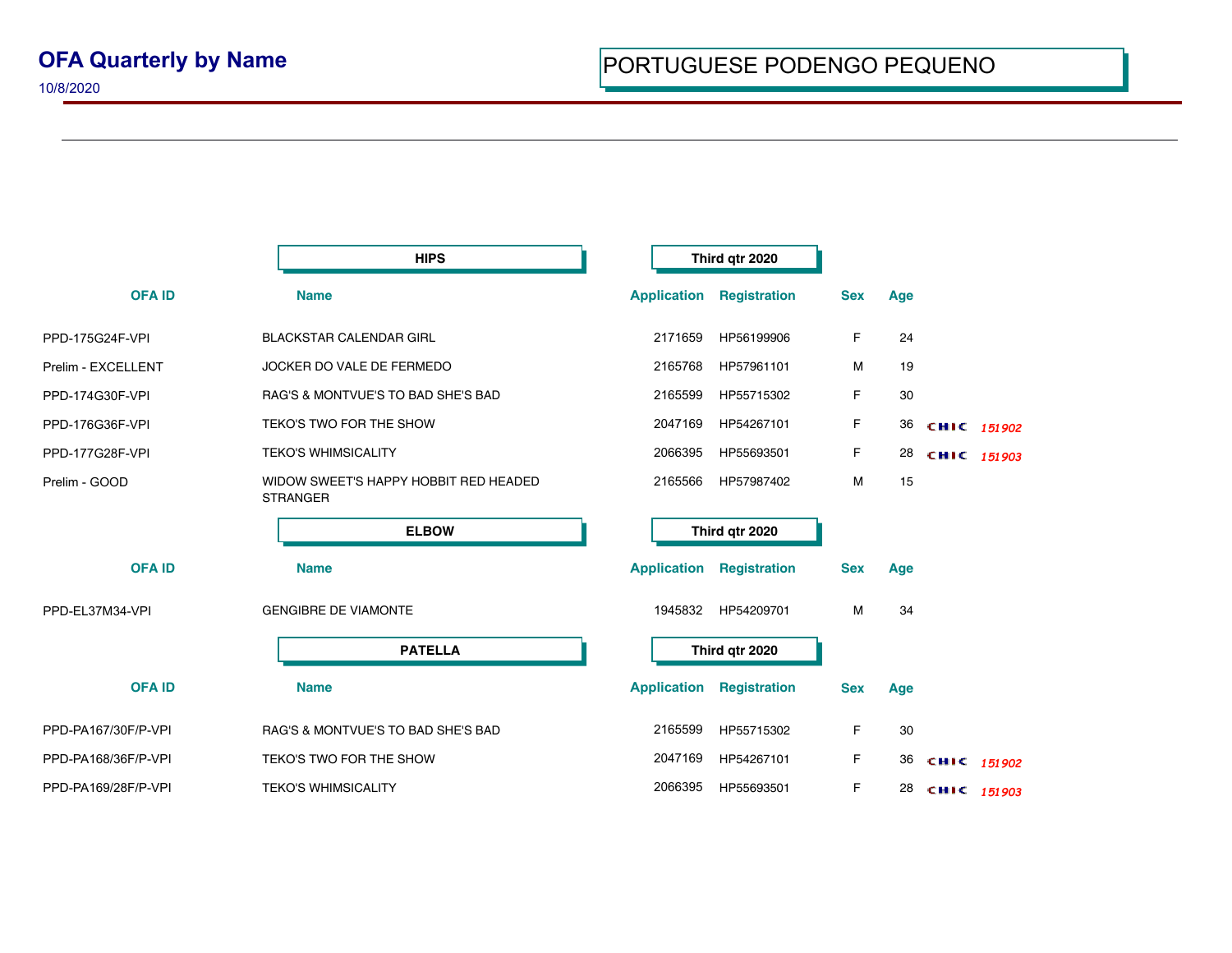# OFA Quarterly by Name

10/8/2020

## PORTUGUESE PODENGO PEQUENO

### HIPS — Third qtr 2020

| OFA ID | Name | Application | Registration | Sex | Age | | |
|---|---|---|---|---|---|---|---|
| PPD-175G24F-VPI | BLACKSTAR CALENDAR GIRL | 2171659 | HP56199906 | F | 24 | | |
| Prelim - EXCELLENT | JOCKER DO VALE DE FERMEDO | 2165768 | HP57961101 | M | 19 | | |
| PPD-174G30F-VPI | RAG'S & MONTVUE'S TO BAD SHE'S BAD | 2165599 | HP55715302 | F | 30 | | |
| PPD-176G36F-VPI | TEKO'S TWO FOR THE SHOW | 2047169 | HP54267101 | F | 36 | CHIC | *151902* |
| PPD-177G28F-VPI | TEKO'S WHIMSICALITY | 2066395 | HP55693501 | F | 28 | CHIC | *151903* |
| Prelim - GOOD | WIDOW SWEET'S HAPPY HOBBIT RED HEADED STRANGER | 2165566 | HP57987402 | M | 15 | | |

### ELBOW — Third qtr 2020

| OFA ID | Name | Application | Registration | Sex | Age |
|---|---|---|---|---|---|
| PPD-EL37M34-VPI | GENGIBRE DE VIAMONTE | 1945832 | HP54209701 | M | 34 |

### PATELLA — Third qtr 2020

| OFA ID | Name | Application | Registration | Sex | Age | | |
|---|---|---|---|---|---|---|---|
| PPD-PA167/30F/P-VPI | RAG'S & MONTVUE'S TO BAD SHE'S BAD | 2165599 | HP55715302 | F | 30 | | |
| PPD-PA168/36F/P-VPI | TEKO'S TWO FOR THE SHOW | 2047169 | HP54267101 | F | 36 | CHIC | *151902* |
| PPD-PA169/28F/P-VPI | TEKO'S WHIMSICALITY | 2066395 | HP55693501 | F | 28 | CHIC | *151903* |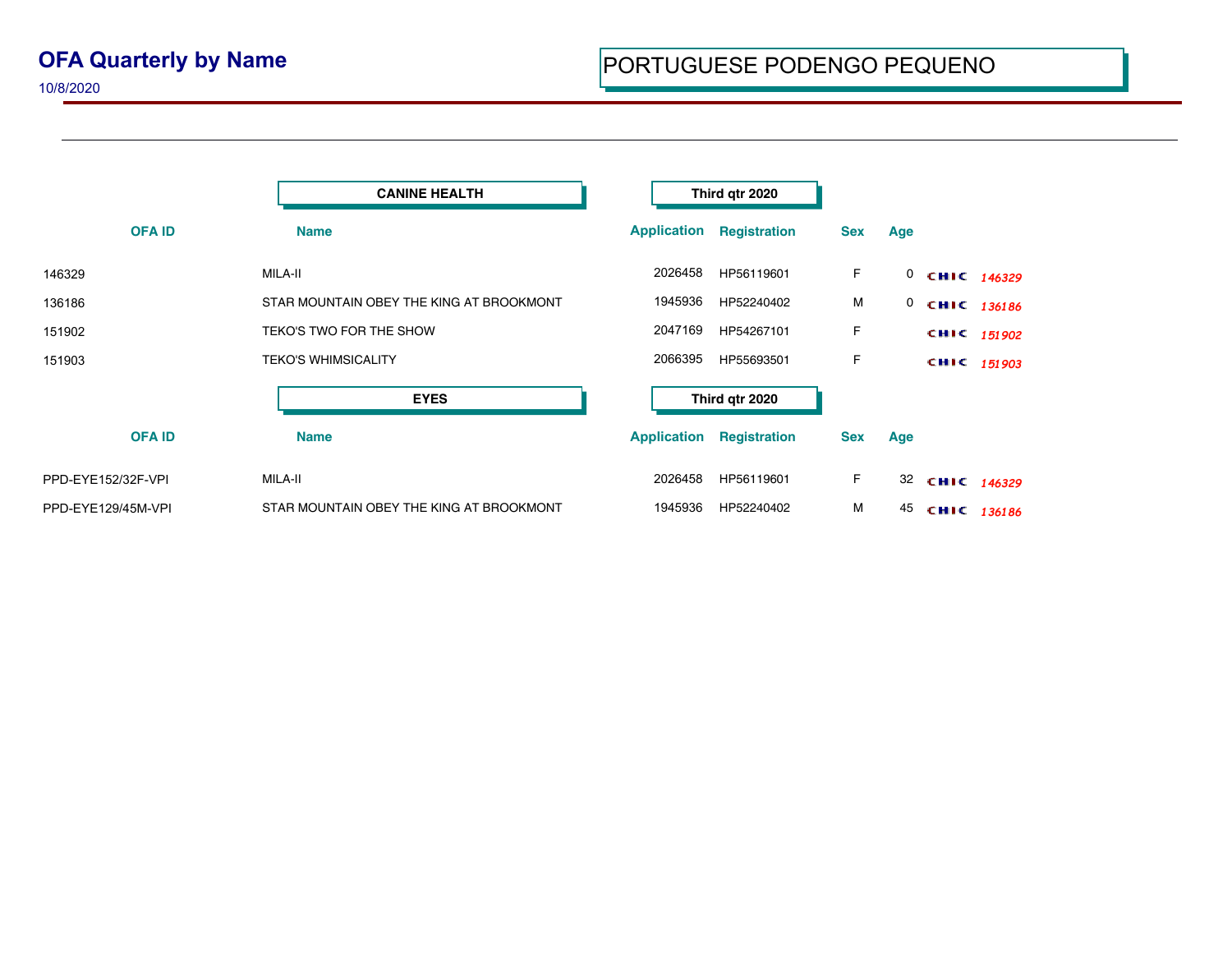# OFA Quarterly by Name

10/8/2020

## PORTUGUESE PODENGO PEQUENO

### CANINE HEALTH — Third qtr 2020

| OFA ID | Name | Application | Registration | Sex | Age | |
|---|---|---|---|---|---|---|
| 146329 | MILA-II | 2026458 | HP56119601 | F | 0 | CHIC *146329* |
| 136186 | STAR MOUNTAIN OBEY THE KING AT BROOKMONT | 1945936 | HP52240402 | M | 0 | CHIC *136186* |
| 151902 | TEKO'S TWO FOR THE SHOW | 2047169 | HP54267101 | F | | CHIC *151902* |
| 151903 | TEKO'S WHIMSICALITY | 2066395 | HP55693501 | F | | CHIC *151903* |

### EYES — Third qtr 2020

| OFA ID | Name | Application | Registration | Sex | Age | |
|---|---|---|---|---|---|---|
| PPD-EYE152/32F-VPI | MILA-II | 2026458 | HP56119601 | F | 32 | CHIC *146329* |
| PPD-EYE129/45M-VPI | STAR MOUNTAIN OBEY THE KING AT BROOKMONT | 1945936 | HP52240402 | M | 45 | CHIC *136186* |